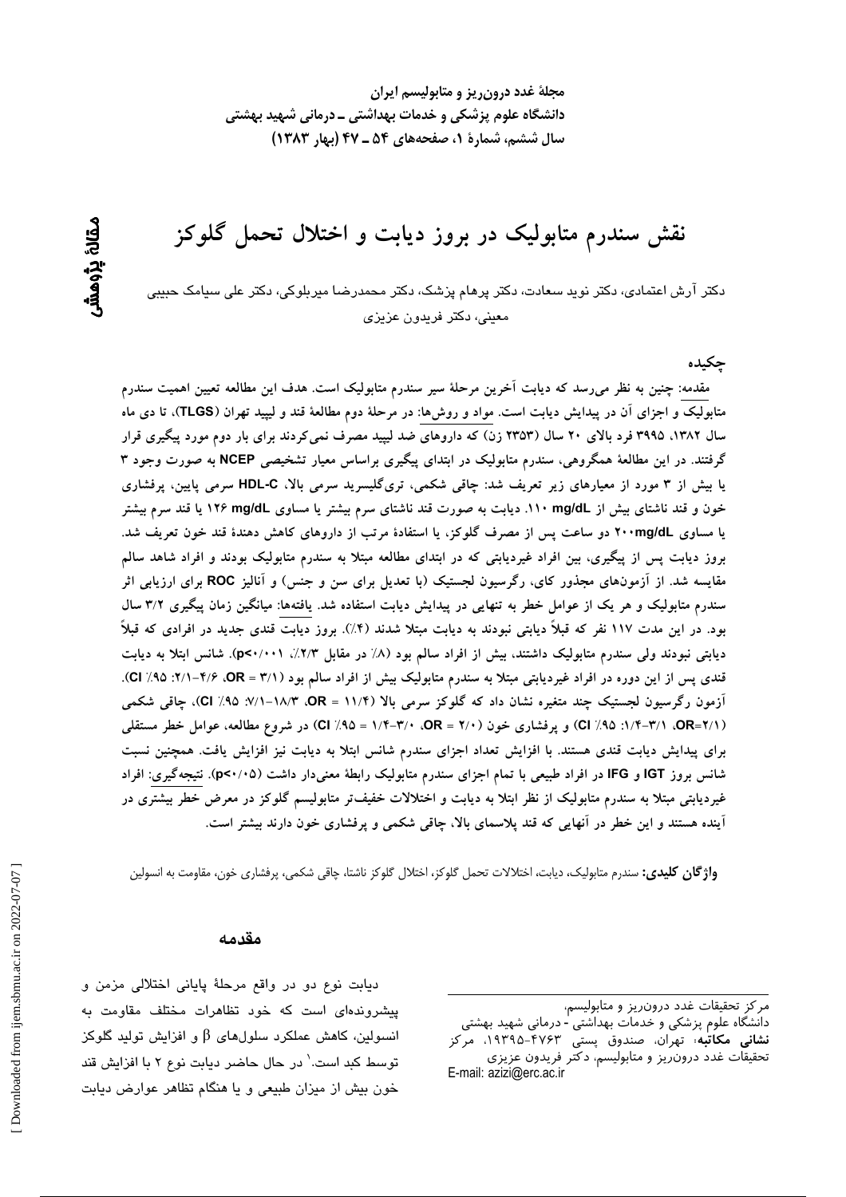# نقش سندرم متابولیک در بروز دیابت و اختلال تحمل گلوکز

دکتر آرش اعتمادی، دکتر نوید سعادت، دکتر پرهام پزشک، دکتر محمدرضا میربلوکی، دکتر علی سیامک حبیبی معینی، دکتر فریدون عزیزی

مقالهٔ پژوهشی

## چکیده

مقدمه: چنین به نظر می‌رسد که دیابت آخرین مرحلهٔ سیر سندرم متابولیک است. هدف این مطالعه تعیین اهمیت سندرم متابولیک و اجزای آن در پیدایش دیابت است. مواد و روش‌ها: در مرحلهٔ دوم مطالعهٔ قند و لیپید تهران (TLGS)، تا دی ماه سال ۱۳۸۲، ۳۹۹۵ فرد بالای ۲۰ سال (۲۳۵۳ زن) که داروهای ضد لیپید مصرف نمی‌کردند برای بار دوم مورد پیگیری قرار گرفتند. در این مطالعهٔ همگروهی، سندرم متابولیک در ابتدای پیگیری براساس معیار تشخیصی NCEP به صورت وجود ۳ یا بیش از ۳ مورد از معیارهای زیر تعریف شد: چاقی شکمی، تری‌گلیسرید سرمی بالا، HDL-C سرمی پایین، پرفشاری خون و قند ناشتای بیش از ۱۱۰ mg/dL. دیابت به صورت قند ناشتای سرم بیشتر یا مساوی ۱۲۶ mg/dL یا قند سرم بیشتر یا مساوی ۲۰۰mg/dL دو ساعت پس از مصرف گلوکز، یا استفادهٔ مرتب از داروهای کاهش دهندهٔ قند خون تعریف شد. بروز دیابت پس از پیگیری، بین افراد غیردیابتی که در ابتدای مطالعه مبتلا به سندرم متابولیک بودند و افراد شاهد سالم مقایسه شد. از آزمون‌های مجذور کای، رگرسیون لجستیک (با تعدیل برای سن و جنس) و آنالیز ROC برای ارزیابی اثر سندرم متابولیک و هر یک از عوامل خطر به تنهایی در پیدایش دیابت استفاده شد. یافته‌ها: میانگین زمان پیگیری ۳/۲ سال بود. در این مدت ۱۱۷ نفر که قبلاً دیابتی نبودند به دیابت مبتلا شدند (۴٪). بروز دیابت قندی جدید در افرادی که قبلاً دیابتی نبودند ولی سندرم متابولیک داشتند، بیش از افراد سالم بود (۸٪ در مقابل ۲/۳٪، p<۰/۰۰۱). شانس ابتلا به دیابت قندی پس از این دوره در افراد غیردیابتی مبتلا به سندرم متابولیک بیش از افراد سالم بود (۳/۱ = OR، ۴/۶-۲/۱: ۹۵٪ CI). آزمون رگرسیون لجستیک چند متغیره نشان داد که گلوکز سرمی بالا (۱۱/۴ = OR، ۱۸/۳-۷/۱: ۹۵٪ CI)، چاقی شکمی (OR=۲/۱، ۳/۱-۱/۴: ۹۵٪ CI) و پرفشاری خون (۲/۰ = OR، ۳/۰-۱/۴ = ۹۵٪ CI) در شروع مطالعه، عوامل خطر مستقلی برای پیدایش دیابت قندی هستند. با افزایش تعداد اجزای سندرم شانس ابتلا به دیابت نیز افزایش یافت. همچنین نسبت شانس بروز IGT و IFG در افراد طبیعی با تمام اجزای سندرم متابولیک رابطهٔ معنی‌دار داشت (p<۰/۰۵). نتیجه‌گیری: افراد غیردیابتی مبتلا به سندرم متابولیک از نظر ابتلا به دیابت و اختلالات خفیف‌تر متابولیسم گلوکز در معرض خطر بیشتری در آینده هستند و این خطر در آنهایی که قند پلاسمای بالا، چاقی شکمی و پرفشاری خون دارند بیشتر است.

**واژگان کلیدی:** سندرم متابولیک، دیابت، اختلالات تحمل گلوکز، اختلال گلوکز ناشتا، چاقی شکمی، پرفشاری خون، مقاومت به انسولین

## مقدمه

دیابت نوع دو در واقع مرحلهٔ پایانی اختلالی مزمن و پیشرونده‌ای است که خود تظاهرات مختلف مقاومت به انسولین، کاهش عملکرد سلول‌های $\beta$ و افزایش تولید گلوکز توسط کبد است.[1] در حال حاضر دیابت نوع ۲ با افزایش قند خون بیش از میزان طبیعی و یا هنگام تظاهر عوارض دیابت

---

مرکز تحقیقات غدد درون‌ریز و متابولیسم، دانشگاه علوم پزشکی و خدمات بهداشتی - درمانی شهید بهشتی

**نشانی مکاتبه**: تهران، صندوق پستی ۴۷۶۳-۱۹۳۹۵، مرکز تحقیقات غدد درون‌ریز و متابولیسم، دکتر فریدون عزیزی

E-mail: azizi@erc.ac.ir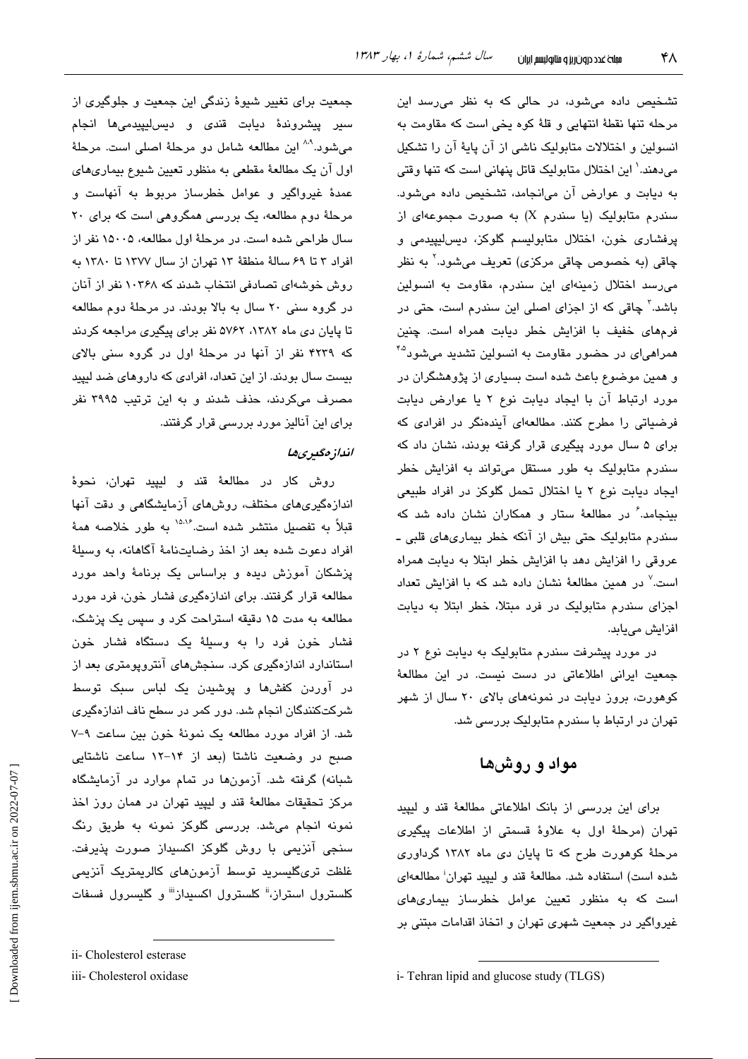تشخیص داده می‌شود، در حالی که به نظر می‌رسد این مرحله تنها نقطهٔ انتهایی و قلهٔ کوه یخی است که مقاومت به انسولین و اختلالات متابولیک ناشی از آن پایهٔ آن را تشکیل می‌دهند.[1] این اختلال متابولیک قاتل پنهانی است که تنها وقتی به دیابت و عوارض آن می‌انجامد، تشخیص داده می‌شود. سندرم متابولیک (یا سندرم X) به صورت مجموعه‌ای از پرفشاری خون، اختلال متابولیسم گلوکز، دیس‌لیپیدمی و چاقی (به خصوص چاقی مرکزی) تعریف می‌شود.[2] به نظر می‌رسد اختلال زمینه‌ای این سندرم، مقاومت به انسولین باشد.[3] چاقی که از اجزای اصلی این سندرم است، حتی در فرم‌های خفیف با افزایش خطر دیابت همراه است. چنین همراهی‌ای در حضور مقاومت به انسولین تشدید می‌شود[4،5] و همین موضوع باعث شده است بسیاری از پژوهشگران در مورد ارتباط آن با ایجاد دیابت نوع ۲ یا عوارض دیابت فرضیاتی را مطرح کنند. مطالعه‌ای آینده‌نگر در افرادی که برای ۵ سال مورد پیگیری قرار گرفته بودند، نشان داد که سندرم متابولیک به طور مستقل می‌تواند به افزایش خطر ایجاد دیابت نوع ۲ یا اختلال تحمل گلوکز در افراد طبیعی بینجامد.[6] در مطالعهٔ ستار و همکاران نشان داده شد که سندرم متابولیک حتی بیش از آنکه خطر بیماری‌های قلبی ـ عروقی را افزایش دهد با افزایش خطر ابتلا به دیابت همراه است.[7] در همین مطالعه نشان داده شد که با افزایش تعداد اجزای سندرم متابولیک در فرد مبتلا، خطر ابتلا به دیابت افزایش می‌یابد.

در مورد پیشرفت سندرم متابولیک به دیابت نوع ۲ در جمعیت ایرانی اطلاعاتی در دست نیست. در این مطالعهٔ کوهورت، بروز دیابت در نمونه‌های بالای ۲۰ سال از شهر تهران در ارتباط با سندرم متابولیک بررسی شد.

## مواد و روش‌ها

برای این بررسی از بانک اطلاعاتی مطالعهٔ قند و لیپید تهران (مرحلهٔ اول به علاوهٔ قسمتی از اطلاعات پیگیری مرحلهٔ کوهورت طرح که تا پایان دی ماه ۱۳۸۲ گردآوری شده است) استفاده شد. مطالعهٔ قند و لیپید تهران[i] مطالعه‌ای است که به منظور تعیین عوامل خطرساز بیماری‌های غیرواگیر در جمعیت شهری تهران و اتخاذ اقدامات مبتنی بر جمعیت برای تغییر شیوهٔ زندگی این جمعیت و جلوگیری از سیر پیشروندهٔ دیابت قندی و دیس‌لیپیدمی‌ها انجام می‌شود.[8،9] این مطالعه شامل دو مرحلهٔ اصلی است. مرحلهٔ اول آن یک مطالعهٔ مقطعی به منظور تعیین شیوع بیماری‌های عمدهٔ غیرواگیر و عوامل خطرساز مربوط به آنهاست و مرحلهٔ دوم مطالعه، یک بررسی همگروهی است که برای ۲۰ سال طراحی شده است. در مرحلهٔ اول مطالعه، ۱۵۰۰۵ نفر از افراد ۳ تا ۶۹ سالهٔ منطقهٔ ۱۳ تهران از سال ۱۳۷۷ تا ۱۳۸۰ به روش خوشه‌ای تصادفی انتخاب شدند که ۱۰۳۶۸ نفر از آنان در گروه سنی ۲۰ سال به بالا بودند. در مرحلهٔ دوم مطالعه تا پایان دی ماه ۱۳۸۲، ۵۷۶۲ نفر برای پیگیری مراجعه کردند که ۴۲۳۹ نفر از آنها در مرحلهٔ اول در گروه سنی بالای بیست سال بودند. از این تعداد، افرادی که داروهای ضد لیپید مصرف می‌کردند، حذف شدند و به این ترتیب ۳۹۹۵ نفر برای این آنالیز مورد بررسی قرار گرفتند.

### *اندازه‌گیری‌ها*

روش کار در مطالعهٔ قند و لیپید تهران، نحوهٔ اندازه‌گیری‌های مختلف، روش‌های آزمایشگاهی و دقت آنها قبلاً به تفصیل منتشر شده است.[15،16] به طور خلاصه همهٔ افراد دعوت شده بعد از اخذ رضایت‌نامهٔ آگاهانه، به وسیلهٔ پزشکان آموزش دیده و براساس یک برنامهٔ واحد مورد مطالعه قرار گرفتند. برای اندازه‌گیری فشار خون، فرد مورد مطالعه به مدت ۱۵ دقیقه استراحت کرد و سپس یک پزشک، فشار خون فرد را به وسیلهٔ یک دستگاه فشار خون استاندارد اندازه‌گیری کرد. سنجش‌های آنتروپومتری بعد از درآوردن کفش‌ها و پوشیدن یک لباس سبک توسط شرکت‌کنندگان انجام شد. دور کمر در سطح ناف اندازه‌گیری شد. از افراد مورد مطالعه یک نمونهٔ خون بین ساعت ۹-۷ صبح در وضعیت ناشتا (بعد از ۱۴-۱۲ ساعت ناشتایی شبانه) گرفته شد. آزمون‌ها در تمام موارد در آزمایشگاه مرکز تحقیقات مطالعهٔ قند و لیپید تهران در همان روز اخذ نمونه انجام می‌شد. بررسی گلوکز نمونه به طریق رنگ سنجی آنزیمی با روش گلوکز اکسیداز صورت پذیرفت. غلظت تری‌گلیسرید توسط آزمون‌های کالریمتریک آنزیمی کلسترول استراز،[ii] کلسترول اکسیداز[iii] و گلیسرول فسفات

---

i- Tehran lipid and glucose study (TLGS)

ii- Cholesterol esterase

iii- Cholesterol oxidase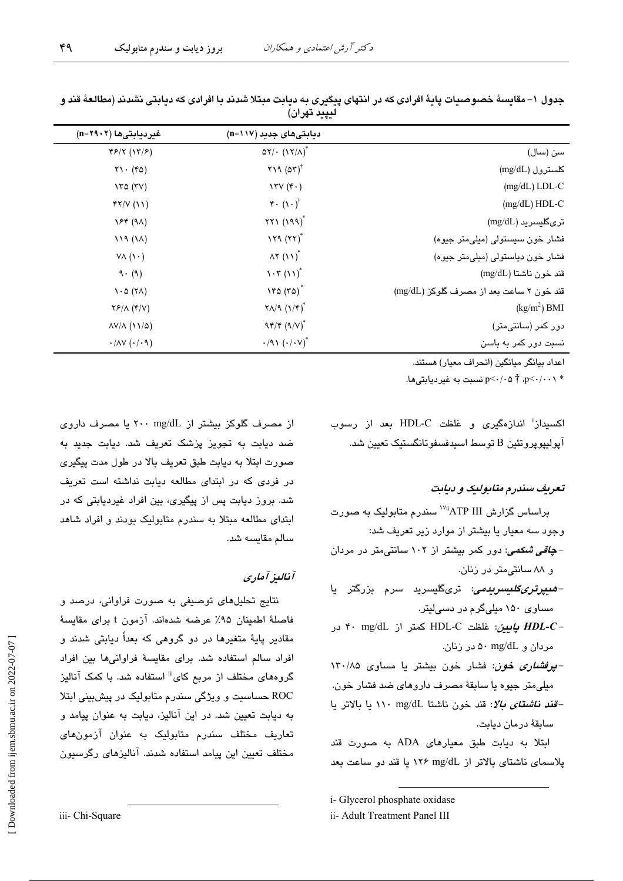**جدول ۱- مقایسهٔ خصوصیات پایهٔ افرادی که در انتهای پیگیری به دیابت مبتلا شدند با افرادی که دیابتی نشدند (مطالعهٔ قند و لیپید تهران)**

| | دیابتی‌های جدید (n=۱۱۷) | غیردیابتی‌ها (n=۲۹۰۲) |
|---|---|---|
| سن (سال) | ۵۲/۰ (۱۲/۸)* | ۴۶/۲ (۱۳/۶) |
| کلسترول (mg/dL) | ۲۱۹ (۵۳)† | ۲۱۰ (۴۵) |
| LDL-C (mg/dL) | ۱۳۷ (۴۰) | ۱۳۵ (۳۷) |
| HDL-C (mg/dL) | ۴۰ (۱۰)† | ۴۲/۷ (۱۱) |
| تری‌گلیسرید (mg/dL) | ۲۲۱ (۱۹۹)* | ۱۶۴ (۹۸) |
| فشار خون سیستولی (میلی‌متر جیوه) | ۱۲۹ (۲۲)* | ۱۱۹ (۱۸) |
| فشار خون دیاستولی (میلی‌متر جیوه) | ۸۲ (۱۱)* | ۷۸ (۱۰) |
| قند خون ناشتا (mg/dL) | ۱۰۳ (۱۱)* | ۹۰ (۹) |
| قند خون ۲ ساعت بعد از مصرف گلوکز (mg/dL) | ۱۴۵ (۳۵)* | ۱۰۵ (۲۸) |
| BMI (kg/m²) | ۲۸/۹ (۱/۴)* | ۲۶/۸ (۴/۷) |
| دور کمر (سانتی‌متر) | ۹۴/۴ (۹/۷)* | ۸۷/۸ (۱۱/۵) |
| نسبت دور کمر به باسن | ۰/۹۱ (۰/۰۷)* | ۰/۸۷ (۰/۰۹) |

اعداد بیانگر میانگین (انحراف معیار) هستند.

* p<۰/۰۰۱، † p<۰/۰۵ نسبت به غیردیابتی‌ها.

اکسیداز[i] اندازه‌گیری و غلظت HDL-C بعد از رسوب آپولیپوپروتئین B توسط اسیدفسفوتانگستیک تعیین شد.

### تعریف سندرم متابولیک و دیابت

براساس گزارش ATP III[ii] سندرم متابولیک به صورت وجود سه معیار یا بیشتر از موارد زیر تعریف شد:

- ***چاقی شکمی***: دور کمر بیشتر از ۱۰۲ سانتی‌متر در مردان و ۸۸ سانتی‌متر در زنان.
- ***هیپرتری‌گلیسریدمی***: تری‌گلیسرید سرم بزرگتر یا مساوی ۱۵۰ میلی‌گرم در دسی‌لیتر.
- ***HDL-C پایین***: غلظت HDL-C کمتر از ۴۰ mg/dL در مردان و ۵۰ mg/dL در زنان.
- ***پرفشاری خون***: فشار خون بیشتر یا مساوی ۱۳۰/۸۵ میلی‌متر جیوه یا سابقهٔ مصرف داروهای ضد فشار خون.
- ***قند ناشتای بالا***: قند خون ناشتا ۱۱۰ mg/dL یا بالاتر یا سابقهٔ درمان دیابت.

ابتلا به دیابت طبق معیارهای ADA به صورت قند پلاسمای ناشتای بالاتر از ۱۲۶ mg/dL یا قند دو ساعت بعد از مصرف گلوکز بیشتر از ۲۰۰ mg/dL یا مصرف داروی ضد دیابت به تجویز پزشک تعریف شد. دیابت جدید به صورت ابتلا به دیابت طبق تعریف بالا در طول مدت پیگیری در فردی که در ابتدای مطالعه دیابت نداشته است تعریف شد. بروز دیابت پس از پیگیری، بین افراد غیردیابتی که در ابتدای مطالعه مبتلا به سندرم متابولیک بودند و افراد شاهد سالم مقایسه شد.

### آنالیز آماری

نتایج تحلیل‌های توصیفی به صورت فراوانی، درصد و فاصلهٔ اطمینان ۹۵٪ عرضه شده‌اند. آزمون t برای مقایسهٔ مقادیر پایهٔ متغیرها در دو گروهی که بعداً دیابتی شدند و افراد سالم استفاده شد. برای مقایسهٔ فراوانی‌ها بین افراد گروه‌های مختلف از مربع کای[iii] استفاده شد. با کمک آنالیز ROC حساسیت و ویژگی سندرم متابولیک در پیش‌بینی ابتلا به دیابت تعیین شد. در این آنالیز، دیابت به عنوان پیامد و تعاریف مختلف سندرم متابولیک به عنوان آزمون‌های مختلف تعیین این پیامد استفاده شدند. آنالیزهای رگرسیون

---

i- Glycerol phosphate oxidase

ii- Adult Treatment Panel III

iii- Chi-Square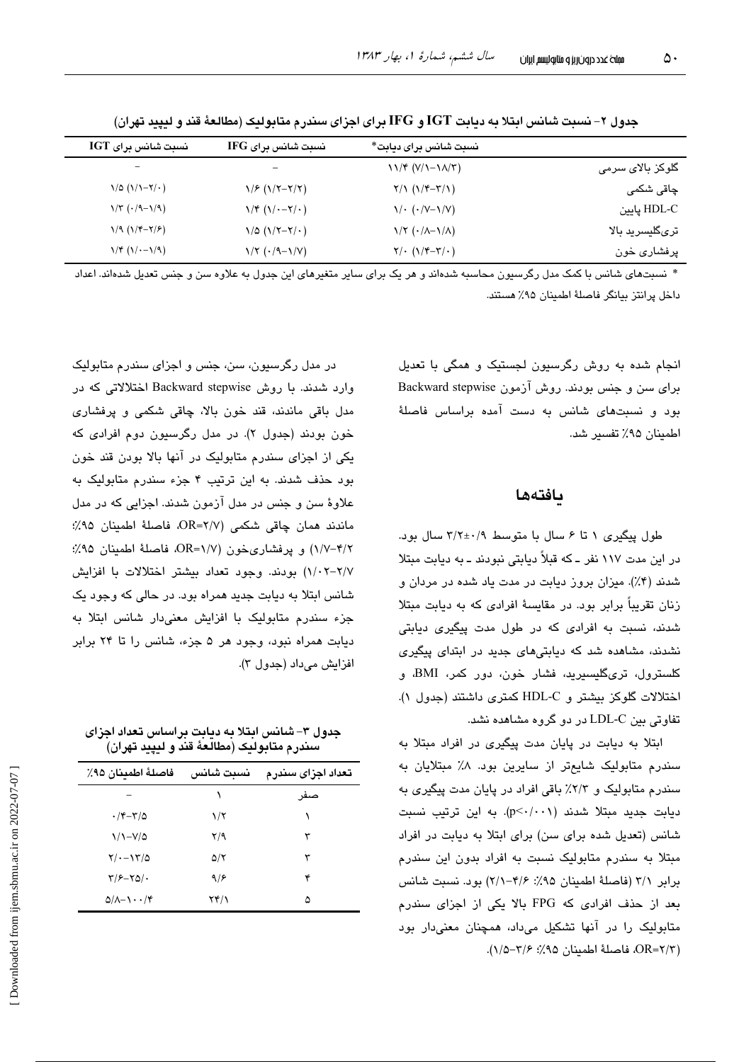جدول ۲- نسبت شانس ابتلا به دیابت IGT و IFG برای اجزای سندرم متابولیک (مطالعهٔ قند و لیپید تهران)

| | نسبت شانس برای دیابت* | نسبت شانس برای IFG | نسبت شانس برای IGT |
|---|---|---|---|
| گلوکز بالای سرمی | ۱۱/۴ (۷/۱–۱۸/۳) | – | – |
| چاقی شکمی | ۲/۱ (۱/۴–۳/۱) | ۱/۶ (۱/۲–۲/۲) | ۱/۵ (۱/۱–۲/۰) |
| HDL-C پایین | ۱/۰ (۰/۷–۱/۷) | ۱/۴ (۱/۰–۲/۰) | ۱/۳ (۰/۹–۱/۹) |
| تری‌گلیسرید بالا | ۱/۲ (۰/۸–۱/۸) | ۱/۵ (۱/۲–۲/۰) | ۱/۹ (۱/۴–۲/۶) |
| پرفشاری خون | ۲/۰ (۱/۴–۳/۰) | ۱/۲ (۰/۹–۱/۷) | ۱/۴ (۱/۰–۱/۹) |

* نسبت‌های شانس با کمک مدل رگرسیون محاسبه شده‌اند و هر یک برای سایر متغیرهای این جدول به علاوه سن و جنس تعدیل شده‌اند. اعداد داخل پرانتز بیانگر فاصلهٔ اطمینان ۹۵٪ هستند.

انجام شده به روش رگرسیون لجستیک و همگی با تعدیل برای سن و جنس بودند. روش آزمون Backward stepwise بود و نسبت‌های شانس به دست آمده براساس فاصلهٔ اطمینان ۹۵٪ تفسیر شد.

## یافته‌ها

طول پیگیری ۱ تا ۶ سال با متوسط ۰/۹±۳/۲ سال بود. در این مدت ۱۱۷ نفر ـ که قبلاً دیابتی نبودند ـ به دیابت مبتلا شدند (۴٪). میزان بروز دیابت در مدت یاد شده در مردان و زنان تقریباً برابر بود. در مقایسهٔ افرادی که به دیابت مبتلا شدند، نسبت به افرادی که در طول مدت پیگیری دیابتی نشدند، مشاهده شد که دیابتی‌های جدید در ابتدای پیگیری کلسترول، تری‌گلیسرید، فشار خون، دور کمر، BMI، و اختلالات گلوکز بیشتر و HDL-C کمتری داشتند (جدول ۱). تفاوتی بین LDL-C در دو گروه مشاهده نشد.

ابتلا به دیابت در پایان مدت پیگیری در افراد مبتلا به سندرم متابولیک شایع‌تر از سایرین بود. ۸٪ مبتلایان به سندرم متابولیک و ۲/۳٪ باقی افراد در پایان مدت پیگیری به دیابت جدید مبتلا شدند (p<۰/۰۰۱). به این ترتیب نسبت شانس (تعدیل شده برای سن) برای ابتلا به دیابت در افراد مبتلا به سندرم متابولیک نسبت به افراد بدون این سندرم برابر ۳/۱ (فاصلهٔ اطمینان ۹۵٪: ۴/۶–۲/۱) بود. نسبت شانس بعد از حذف افرادی که FPG بالا یکی از اجزای سندرم متابولیک را در آنها تشکیل می‌داد، همچنان معنی‌دار بود (OR=۲/۳، فاصلهٔ اطمینان ۹۵٪: ۳/۶–۱/۵).

در مدل رگرسیون، سن، جنس و اجزای سندرم متابولیک وارد شدند. با روش Backward stepwise اختلالاتی که در مدل باقی ماندند، قند خون بالا، چاقی شکمی و پرفشاری خون بودند (جدول ۲). در مدل رگرسیون دوم افرادی که یکی از اجزای سندرم متابولیک در آنها بالا بودن قند خون بود حذف شدند. به این ترتیب ۴ جزء سندرم متابولیک به علاوهٔ سن و جنس در مدل آزمون شدند. اجزایی که در مدل ماندند همان چاقی شکمی (OR=۲/۷، فاصلهٔ اطمینان ۹۵٪: ۴/۲–۱/۷) و پرفشاری‌خون (OR=۱/۷، فاصلهٔ اطمینان ۹۵٪: ۲/۷–۱/۰۲) بودند. وجود تعداد بیشتر اختلالات با افزایش شانس ابتلا به دیابت جدید همراه بود. در حالی که وجود یک جزء سندرم متابولیک با افزایش معنی‌دار شانس ابتلا به دیابت همراه نبود، وجود هر ۵ جزء، شانس را تا ۲۴ برابر افزایش می‌داد (جدول ۳).

جدول ۳- شانس ابتلا به دیابت براساس تعداد اجزای سندرم متابولیک (مطالعهٔ قند و لیپید تهران)

| تعداد اجزای سندرم | نسبت شانس | فاصلهٔ اطمینان ۹۵٪ |
|---|---|---|
| صفر | ۱ | – |
| ۱ | ۱/۲ | ۰/۴–۳/۵ |
| ۲ | ۲/۹ | ۱/۱–۷/۵ |
| ۳ | ۵/۲ | ۲/۰–۱۳/۵ |
| ۴ | ۹/۶ | ۳/۶–۲۵/۰ |
| ۵ | ۲۴/۱ | ۵/۸–۱۰۰/۴ |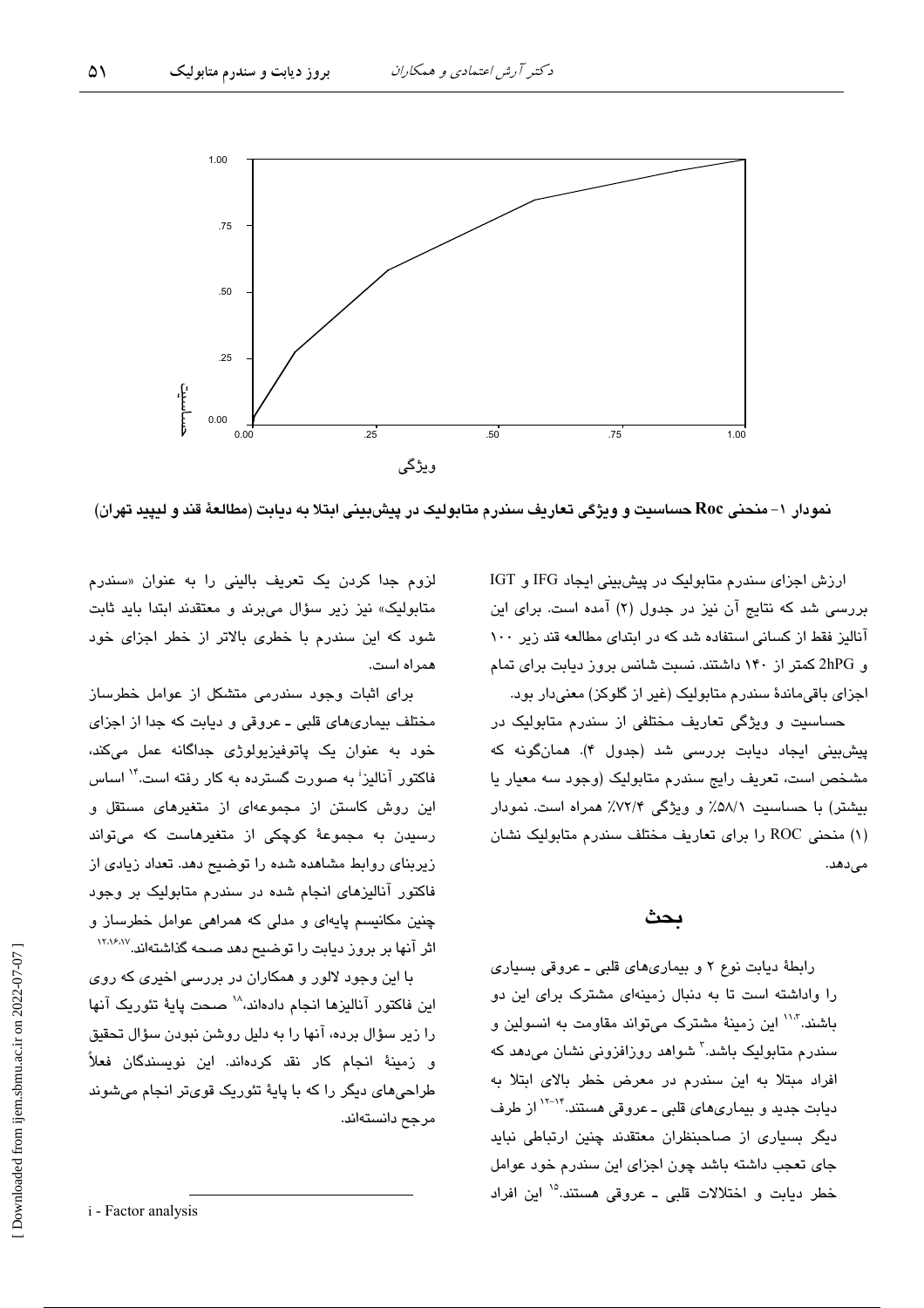نمودار ۱- منحنی Roc حساسیت و ویژگی تعاریف سندرم متابولیک در پیش‌بینی ابتلا به دیابت (مطالعهٔ قند و لیپید تهران)

ارزش اجزای سندرم متابولیک در پیش‌بینی ایجاد IFG و IGT بررسی شد که نتایج آن نیز در جدول (۲) آمده است. برای این آنالیز فقط از کسانی استفاده شد که در ابتدای مطالعه قند زیر ۱۰۰ و 2hPG کمتر از ۱۴۰ داشتند. نسبت شانس بروز دیابت برای تمام اجزای باقی‌ماندهٔ سندرم متابولیک (غیر از گلوکز) معنی‌دار بود.

حساسیت و ویژگی تعاریف مختلفی از سندرم متابولیک در پیش‌بینی ایجاد دیابت بررسی شد (جدول ۴). همان‌گونه که مشخص است، تعریف رایج سندرم متابولیک (وجود سه معیار یا بیشتر) با حساسیت ۵۸/۱٪ و ویژگی ۷۲/۴٪ همراه است. نمودار (۱) منحنی ROC را برای تعاریف مختلف سندرم متابولیک نشان می‌دهد.

## بحث

رابطهٔ دیابت نوع ۲ و بیماری‌های قلبی ـ عروقی بسیاری را واداشته است تا به دنبال زمینه‌ای مشترک برای این دو باشند.[11،3] این زمینهٔ مشترک می‌تواند مقاومت به انسولین و سندرم متابولیک باشد.[3] شواهد روزافزونی نشان می‌دهد که افراد مبتلا به این سندرم در معرض خطر بالای ابتلا به دیابت جدید و بیماری‌های قلبی ـ عروقی هستند.[12-14] از طرف دیگر بسیاری از صاحبنظران معتقدند چنین ارتباطی نباید جای تعجب داشته باشد چون اجزای این سندرم خود عوامل خطر دیابت و اختلالات قلبی ـ عروقی هستند.[15] این افراد لزوم جدا کردن یک تعریف بالینی را به عنوان «سندرم متابولیک» نیز زیر سؤال می‌برند و معتقدند ابتدا باید ثابت شود که این سندرم با خطری بالاتر از خطر اجزای خود همراه است.

برای اثبات وجود سندرمی متشکل از عوامل خطرساز مختلف بیماری‌های قلبی ـ عروقی و دیابت که جدا از اجزای خود به عنوان یک پاتوفیزیولوژی جداگانه عمل می‌کند، فاکتور آنالیز[i] به صورت گسترده به کار رفته است.[14] اساس این روش کاستن از مجموعه‌ای از متغیرهای مستقل و رسیدن به مجموعهٔ کوچکی از متغیرهاست که می‌تواند زیربنای روابط مشاهده شده را توضیح دهد. تعداد زیادی از فاکتور آنالیزهای انجام شده در سندرم متابولیک بر وجود چنین مکانیسم پایه‌ای و مدلی که همراهی عوامل خطرساز و اثر آنها بر بروز دیابت را توضیح دهد صحه گذاشته‌اند.[12،16،17]

با این وجود لالور و همکاران در بررسی اخیری که روی این فاکتور آنالیزها انجام داده‌اند،[18] صحت پایهٔ تئوریک آنها را زیر سؤال برده، آنها را به دلیل روشن نبودن سؤال تحقیق و زمینهٔ انجام کار نقد کرده‌اند. این نویسندگان فعلاً طراحی‌های دیگر را که با پایهٔ تئوریک قوی‌تر انجام می‌شوند مرجع دانسته‌اند.

---

i - Factor analysis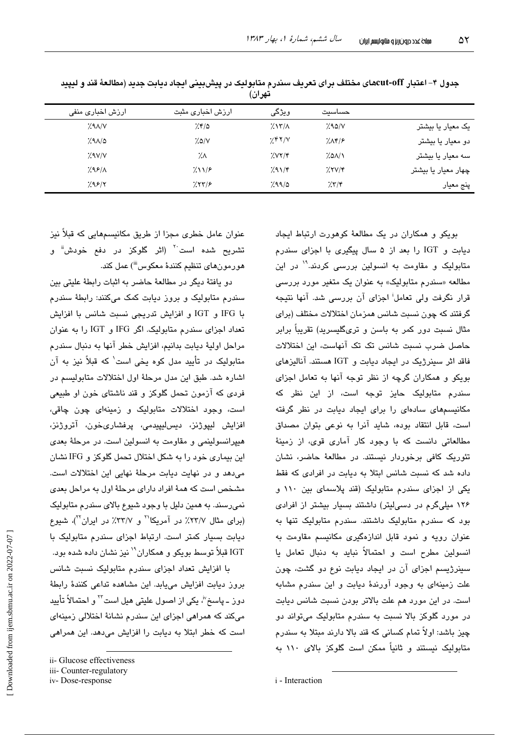جدول ۴- اعتبار cut-offهای مختلف برای تعریف سندرم متابولیک در پیش‌بینی ایجاد دیابت جدید (مطالعهٔ قند و لیپید تهران)

| | حساسیت | ویژگی | ارزش اخباری مثبت | ارزش اخباری منفی |
|---|---|---|---|---|
| یک معیار یا بیشتر | ٪۹۵/۷ | ٪۱۳/۸ | ٪۴/۵ | ٪۹۸/۷ |
| دو معیار یا بیشتر | ٪۸۴/۶ | ٪۴۲/۷ | ٪۵/۷ | ٪۹۸/۵ |
| سه معیار یا بیشتر | ٪۵۸/۱ | ٪۷۲/۴ | ٪۸ | ٪۹۷/۷ |
| چهار معیار یا بیشتر | ٪۲۷/۴ | ٪۹۱/۴ | ٪۱۱/۶ | ٪۹۶/۸ |
| پنج معیار | ٪۳/۴ | ٪۹۹/۵ | ٪۲۳/۶ | ٪۹۶/۲ |

بویکو و همکاران در یک مطالعهٔ کوهورت ارتباط ایجاد دیابت و IGT را بعد از ۵ سال پیگیری با اجزای سندرم متابولیک و مقاومت به انسولین بررسی کردند.[۱۹] در این مطالعه «سندرم متابولیک» به عنوان یک متغیر مورد بررسی قرار نگرفت ولی تعامل[i] اجزای آن بررسی شد. آنها نتیجه گرفتند که چون نسبت شانس همزمان اختلالات مختلف (برای مثال نسبت دور کمر به باسن و تری‌گلیسرید) تقریباً برابر حاصل ضرب نسبت شانس تک تک آنهاست، این اختلالات فاقد اثر سینرژیک در ایجاد دیابت و IGT هستند. آنالیزهای بویکو و همکاران گرچه از نظر توجه آنها به تعامل اجزای سندرم متابولیک حایز توجه است، از این نظر که مکانیسم‌های ساده‌ای را برای ایجاد دیابت در نظر گرفته است، قابل انتقاد بوده، شاید آنرا به نوعی بتوان مصداق مطالعاتی دانست که با وجود کار آماری قوی، از زمینهٔ تئوریک کافی برخوردار نیستند. در مطالعهٔ حاضر، نشان داده شد که نسبت شانس ابتلا به دیابت در افرادی که فقط یکی از اجزای سندرم متابولیک (قند پلاسمای بین ۱۱۰ و ۱۲۶ میلی‌گرم در دسی‌لیتر) داشتند بسیار بیشتر از افرادی بود که سندرم متابولیک داشتند. سندرم متابولیک تنها به عنوان رویه و نمود قابل اندازه‌گیری مکانیسم مقاومت به انسولین مطرح است و احتمالاً نباید به دنبال تعامل یا سینرژیسم اجزای آن در ایجاد دیابت نوع دو گشت، چون علت زمینه‌ای به وجود آورندهٔ دیابت و این سندرم مشابه است. در این مورد هم علت بالاتر بودن نسبت شانس دیابت در مورد گلوکز بالا نسبت به سندرم متابولیک می‌تواند دو چیز باشد: اولاً تمام کسانی که قند بالا دارند مبتلا به سندرم متابولیک نیستند و ثانیاً ممکن است گلوکز بالای ۱۱۰ به عنوان عامل خطری مجزا از طریق مکانیسم‌هایی که قبلاً نیز تشریح شده است[۲۰] (اثر گلوکز در دفع خودش[ii] و هورمون‌های تنظیم کنندهٔ معکوس[iii]) عمل کند.

دو یافتهٔ دیگر در مطالعهٔ حاضر به اثبات رابطهٔ علیتی بین سندرم متابولیک و بروز دیابت کمک می‌کنند: رابطهٔ سندرم با IFG و IGT و افزایش تدریجی نسبت شانس با افزایش تعداد اجزای سندرم متابولیک. اگر IFG و IGT را به عنوان مراحل اولیهٔ دیابت بدانیم، افزایش خطر آنها به دنبال سندرم متابولیک در تأیید مدل کوه یخی است[۱] که قبلاً نیز به آن اشاره شد. طبق این مدل مرحلهٔ اول اختلالات متابولیسم در فردی که آزمون تحمل گلوکز و قند ناشتای خون او طبیعی است، وجود اختلالات متابولیک و زمینه‌ای چون چاقی، افزایش لیپوژنز، دیس‌لیپیدمی، پرفشاری‌خون، آتروژنز، هیپرانسولینمی و مقاومت به انسولین است. در مرحلهٔ بعدی این بیماری خود را به شکل اختلال تحمل گلوکز و IFG نشان می‌دهد و در نهایت دیابت مرحلهٔ نهایی این اختلالات است. مشخص است که همهٔ افراد دارای مرحلهٔ اول به مراحل بعدی نمی‌رسند. به همین دلیل با وجود شیوع بالای سندرم متابولیک (برای مثال ٪۲۳/۷ در آمریکا[۲۱] و ٪۳۳/۷ در ایران[۲۲])، شیوع دیابت بسیار کمتر است. ارتباط اجزای سندرم متابولیک با IGT قبلاً توسط بویکو و همکاران[۱۹] نیز نشان داده شده بود.

با افزایش تعداد اجزای سندرم متابولیک نسبت شانس بروز دیابت افزایش می‌یابد. این مشاهده تداعی کنندهٔ رابطهٔ دوز ـ پاسخ[iv]، یکی از اصول علیتی هیل است[۲۳] و احتمالاً تأیید می‌کند که همراهی اجزای این سندرم نشانهٔ اختلالی زمینه‌ای است که خطر ابتلا به دیابت را افزایش می‌دهد. این همراهی

i - Interaction

ii- Glucose effectiveness

iii- Counter-regulatory

iv- Dose-response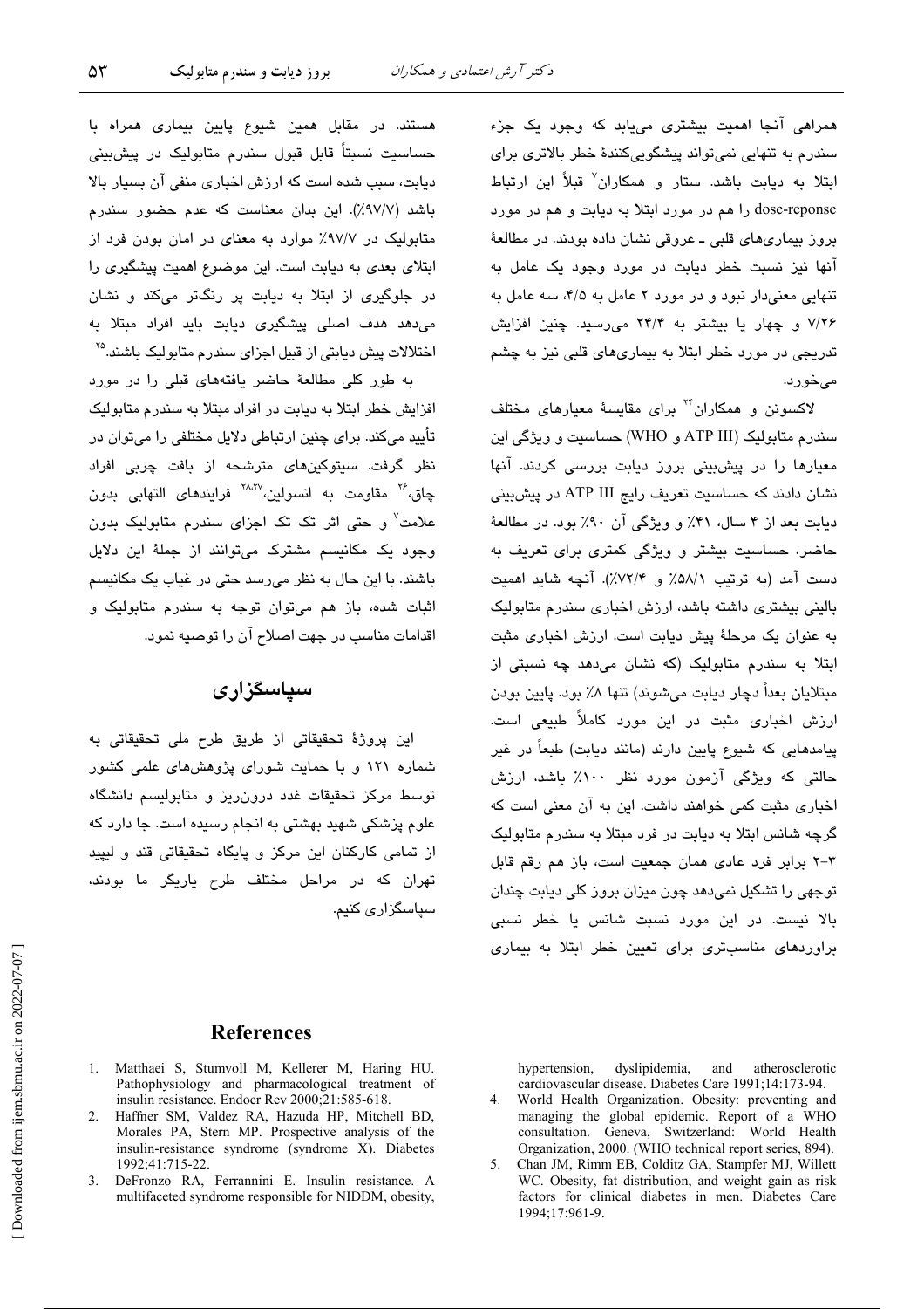همراهی آنجا اهمیت بیشتری می‌یابد که وجود یک جزء سندرم به تنهایی نمی‌تواند پیشگویی‌کنندهٔ خطر بالاتری برای ابتلا به دیابت باشد. ستار و همکاران[7] قبلاً این ارتباط dose-reponse را هم در مورد ابتلا به دیابت و هم در مورد بروز بیماری‌های قلبی ـ عروقی نشان داده بودند. در مطالعهٔ آنها نیز نسبت خطر دیابت در مورد وجود یک عامل به تنهایی معنی‌دار نبود و در مورد ۲ عامل به ۴/۵، سه عامل به ۷/۲۶ و چهار یا بیشتر به ۲۴/۴ می‌رسید. چنین افزایش تدریجی در مورد خطر ابتلا به بیماری‌های قلبی نیز به چشم می‌خورد.

لاکسونن و همکاران[24] برای مقایسهٔ معیارهای مختلف سندرم متابولیک (ATP III و WHO) حساسیت و ویژگی این معیارها را در پیش‌بینی بروز دیابت بررسی کردند. آنها نشان دادند که حساسیت تعریف رایج ATP III در پیش‌بینی دیابت بعد از ۴ سال، ۴۱٪ و ویژگی آن ۹۰٪ بود. در مطالعهٔ حاضر، حساسیت بیشتر و ویژگی کمتری برای تعریف به دست آمد (به ترتیب ۵۸/۱٪ و ۷۲/۴٪). آنچه شاید اهمیت بالینی بیشتری داشته باشد، ارزش اخباری سندرم متابولیک به عنوان یک مرحلهٔ پیش دیابت است. ارزش اخباری مثبت ابتلا به سندرم متابولیک (که نشان می‌دهد چه نسبتی از مبتلایان بعداً دچار دیابت می‌شوند) تنها ۸٪ بود. پایین بودن ارزش اخباری مثبت در این مورد کاملاً طبیعی است. پیامدهایی که شیوع پایین دارند (مانند دیابت) طبعاً در غیر حالتی که ویژگی آزمون مورد نظر ۱۰۰٪ باشد، ارزش اخباری مثبت کمی خواهند داشت. این به آن معنی است که گرچه شانس ابتلا به دیابت در فرد مبتلا به سندرم متابولیک ۳-۲ برابر فرد عادی همان جمعیت است، باز هم رقم قابل توجهی را تشکیل نمی‌دهد چون میزان بروز کلی دیابت چندان بالا نیست. در این مورد نسبت شانس یا خطر نسبی براوردهای مناسب‌تری برای تعیین خطر ابتلا به بیماری هستند. در مقابل همین شیوع پایین بیماری همراه با حساسیت نسبتاً قابل قبول سندرم متابولیک در پیش‌بینی دیابت، سبب شده است که ارزش اخباری منفی آن بسیار بالا باشد (۹۷/۷٪). این بدان معناست که عدم حضور سندرم متابولیک در ۹۷/۷٪ موارد به معنای در امان بودن فرد از ابتلای بعدی به دیابت است. این موضوع اهمیت پیشگیری را در جلوگیری از ابتلا به دیابت پر رنگ‌تر می‌کند و نشان می‌دهد هدف اصلی پیشگیری دیابت باید افراد مبتلا به اختلالات پیش دیابتی از قبیل اجزای سندرم متابولیک باشند.[25]

به طور کلی مطالعهٔ حاضر یافته‌های قبلی را در مورد افزایش خطر ابتلا به دیابت در افراد مبتلا به سندرم متابولیک تأیید می‌کند. برای چنین ارتباطی دلایل مختلفی را می‌توان در نظر گرفت. سیتوکین‌های مترشحه از بافت چربی افراد چاق،[26] مقاومت به انسولین،[27,28] فرایندهای التهابی بدون علامت[7] و حتی اثر تک تک اجزای سندرم متابولیک بدون وجود یک مکانیسم مشترک می‌توانند از جملهٔ این دلایل باشند. با این حال به نظر می‌رسد حتی در غیاب یک مکانیسم اثبات شده، باز هم می‌توان توجه به سندرم متابولیک و اقدامات مناسب در جهت اصلاح آن را توصیه نمود.

## سپاسگزاری

این پروژهٔ تحقیقاتی از طریق طرح ملی تحقیقاتی به شماره ۱۲۱ و با حمایت شورای پژوهش‌های علمی کشور توسط مرکز تحقیقات غدد درون‌ریز و متابولیسم دانشگاه علوم پزشکی شهید بهشتی به انجام رسیده است. جا دارد که از تمامی کارکنان این مرکز و پایگاه تحقیقاتی قند و لیپید تهران که در مراحل مختلف طرح یاریگر ما بودند، سپاسگزاری کنیم.

## References

1. Matthaei S, Stumvoll M, Kellerer M, Haring HU. Pathophysiology and pharmacological treatment of insulin resistance. Endocr Rev 2000;21:585-618.
2. Haffner SM, Valdez RA, Hazuda HP, Mitchell BD, Morales PA, Stern MP. Prospective analysis of the insulin-resistance syndrome (syndrome X). Diabetes 1992;41:715-22.
3. DeFronzo RA, Ferrannini E. Insulin resistance. A multifaceted syndrome responsible for NIDDM, obesity, hypertension, dyslipidemia, and atherosclerotic cardiovascular disease. Diabetes Care 1991;14:173-94.
4. World Health Organization. Obesity: preventing and managing the global epidemic. Report of a WHO consultation. Geneva, Switzerland: World Health Organization, 2000. (WHO technical report series, 894).
5. Chan JM, Rimm EB, Colditz GA, Stampfer MJ, Willett WC. Obesity, fat distribution, and weight gain as risk factors for clinical diabetes in men. Diabetes Care 1994;17:961-9.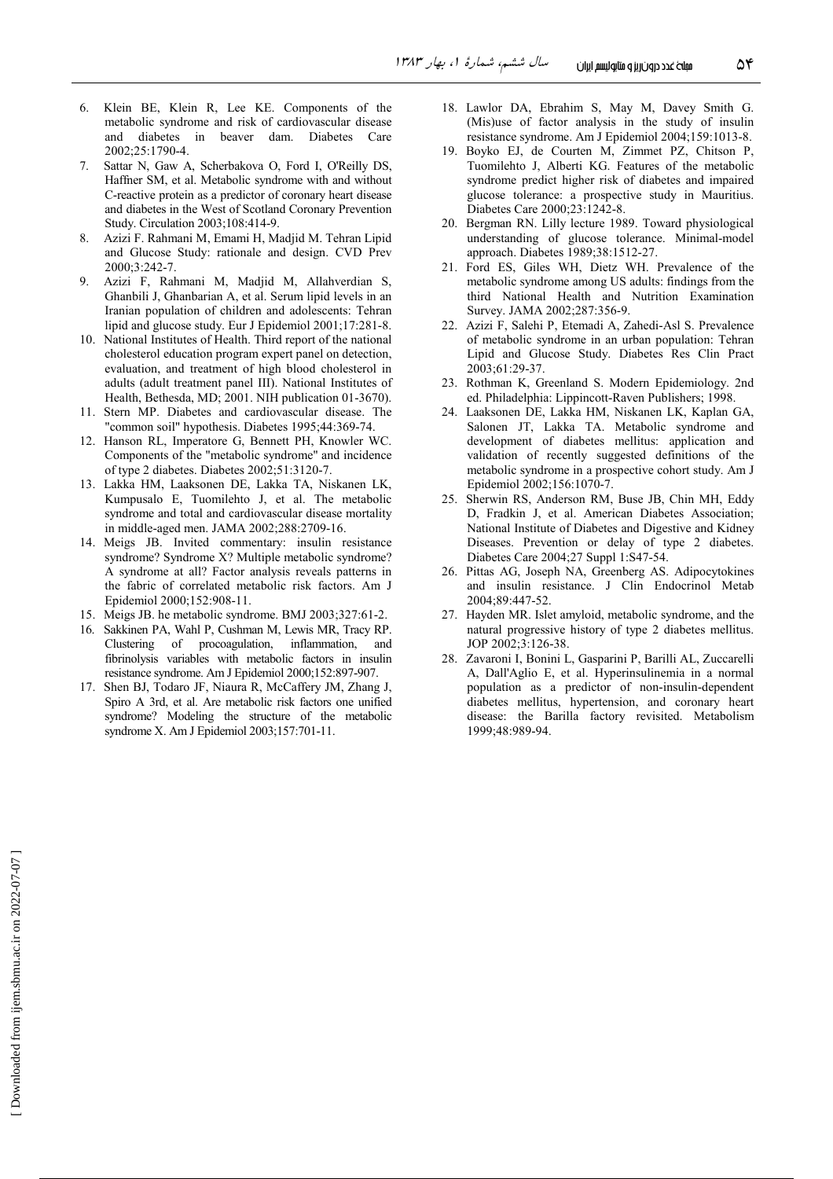6. Klein BE, Klein R, Lee KE. Components of the metabolic syndrome and risk of cardiovascular disease and diabetes in beaver dam. Diabetes Care 2002;25:1790-4.
7. Sattar N, Gaw A, Scherbakova O, Ford I, O'Reilly DS, Haffner SM, et al. Metabolic syndrome with and without C-reactive protein as a predictor of coronary heart disease and diabetes in the West of Scotland Coronary Prevention Study. Circulation 2003;108:414-9.
8. Azizi F. Rahmani M, Emami H, Madjid M. Tehran Lipid and Glucose Study: rationale and design. CVD Prev 2000;3:242-7.
9. Azizi F, Rahmani M, Madjid M, Allahverdian S, Ghanbili J, Ghanbarian A, et al. Serum lipid levels in an Iranian population of children and adolescents: Tehran lipid and glucose study. Eur J Epidemiol 2001;17:281-8.
10. National Institutes of Health. Third report of the national cholesterol education program expert panel on detection, evaluation, and treatment of high blood cholesterol in adults (adult treatment panel III). National Institutes of Health, Bethesda, MD; 2001. NIH publication 01-3670).
11. Stern MP. Diabetes and cardiovascular disease. The "common soil" hypothesis. Diabetes 1995;44:369-74.
12. Hanson RL, Imperatore G, Bennett PH, Knowler WC. Components of the "metabolic syndrome" and incidence of type 2 diabetes. Diabetes 2002;51:3120-7.
13. Lakka HM, Laaksonen DE, Lakka TA, Niskanen LK, Kumpusalo E, Tuomilehto J, et al. The metabolic syndrome and total and cardiovascular disease mortality in middle-aged men. JAMA 2002;288:2709-16.
14. Meigs JB. Invited commentary: insulin resistance syndrome? Syndrome X? Multiple metabolic syndrome? A syndrome at all? Factor analysis reveals patterns in the fabric of correlated metabolic risk factors. Am J Epidemiol 2000;152:908-11.
15. Meigs JB. he metabolic syndrome. BMJ 2003;327:61-2.
16. Sakkinen PA, Wahl P, Cushman M, Lewis MR, Tracy RP. Clustering of procoagulation, inflammation, and fibrinolysis variables with metabolic factors in insulin resistance syndrome. Am J Epidemiol 2000;152:897-907.
17. Shen BJ, Todaro JF, Niaura R, McCaffery JM, Zhang J, Spiro A 3rd, et al. Are metabolic risk factors one unified syndrome? Modeling the structure of the metabolic syndrome X. Am J Epidemiol 2003;157:701-11.
18. Lawlor DA, Ebrahim S, May M, Davey Smith G. (Mis)use of factor analysis in the study of insulin resistance syndrome. Am J Epidemiol 2004;159:1013-8.
19. Boyko EJ, de Courten M, Zimmet PZ, Chitson P, Tuomilehto J, Alberti KG. Features of the metabolic syndrome predict higher risk of diabetes and impaired glucose tolerance: a prospective study in Mauritius. Diabetes Care 2000;23:1242-8.
20. Bergman RN. Lilly lecture 1989. Toward physiological understanding of glucose tolerance. Minimal-model approach. Diabetes 1989;38:1512-27.
21. Ford ES, Giles WH, Dietz WH. Prevalence of the metabolic syndrome among US adults: findings from the third National Health and Nutrition Examination Survey. JAMA 2002;287:356-9.
22. Azizi F, Salehi P, Etemadi A, Zahedi-Asl S. Prevalence of metabolic syndrome in an urban population: Tehran Lipid and Glucose Study. Diabetes Res Clin Pract 2003;61:29-37.
23. Rothman K, Greenland S. Modern Epidemiology. 2nd ed. Philadelphia: Lippincott-Raven Publishers; 1998.
24. Laaksonen DE, Lakka HM, Niskanen LK, Kaplan GA, Salonen JT, Lakka TA. Metabolic syndrome and development of diabetes mellitus: application and validation of recently suggested definitions of the metabolic syndrome in a prospective cohort study. Am J Epidemiol 2002;156:1070-7.
25. Sherwin RS, Anderson RM, Buse JB, Chin MH, Eddy D, Fradkin J, et al. American Diabetes Association; National Institute of Diabetes and Digestive and Kidney Diseases. Prevention or delay of type 2 diabetes. Diabetes Care 2004;27 Suppl 1:S47-54.
26. Pittas AG, Joseph NA, Greenberg AS. Adipocytokines and insulin resistance. J Clin Endocrinol Metab 2004;89:447-52.
27. Hayden MR. Islet amyloid, metabolic syndrome, and the natural progressive history of type 2 diabetes mellitus. JOP 2002;3:126-38.
28. Zavaroni I, Bonini L, Gasparini P, Barilli AL, Zuccarelli A, Dall'Aglio E, et al. Hyperinsulinemia in a normal population as a predictor of non-insulin-dependent diabetes mellitus, hypertension, and coronary heart disease: the Barilla factory revisited. Metabolism 1999;48:989-94.